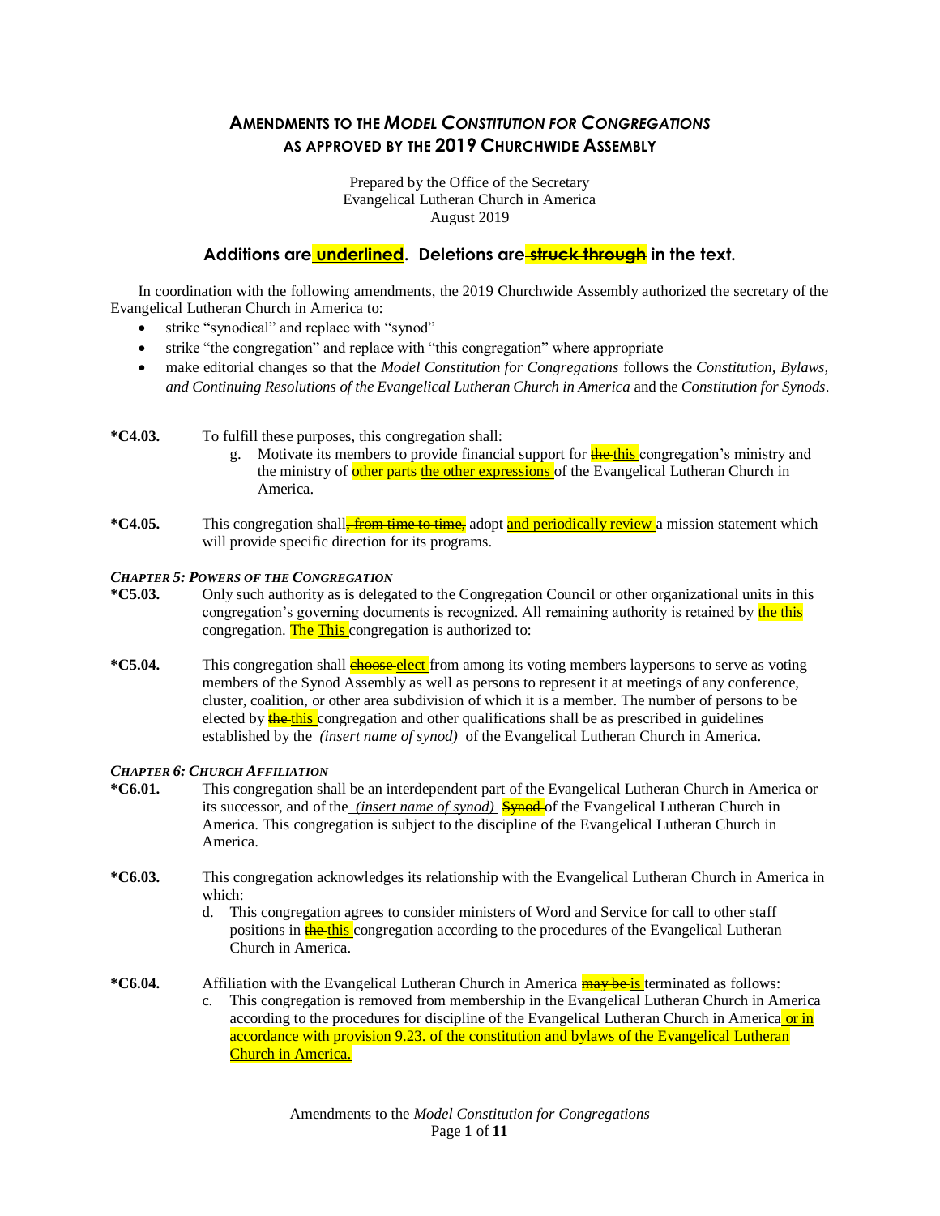# AMENDMENTS TO THE *MODEL CONSTITUTION FOR CONGREGATIONS* AS APPROVED BY THE 2019 CHURCHWIDE ASSEMBLY

Prepared by the Office of the Secretary
Evangelical Lutheran Church in America
August 2019

## Additions are <u>underlined</u>. Deletions are ~~struck through~~ in the text.

In coordination with the following amendments, the 2019 Churchwide Assembly authorized the secretary of the Evangelical Lutheran Church in America to:

- strike "synodical" and replace with "synod"
- strike "the congregation" and replace with "this congregation" where appropriate
- make editorial changes so that the *Model Constitution for Congregations* follows the *Constitution, Bylaws, and Continuing Resolutions of the Evangelical Lutheran Church in America* and the *Constitution for Synods*.

**\*C4.03.** To fulfill these purposes, this congregation shall:

g. Motivate its members to provide financial support for ~~the~~ <u>this</u> congregation's ministry and the ministry of ~~other parts~~ <u>the other expressions</u> of the Evangelical Lutheran Church in America.

**\*C4.05.** This congregation shall~~, from time to time,~~ adopt <u>and periodically review</u> a mission statement which will provide specific direction for its programs.

***CHAPTER 5: POWERS OF THE CONGREGATION***

**\*C5.03.** Only such authority as is delegated to the Congregation Council or other organizational units in this congregation's governing documents is recognized. All remaining authority is retained by ~~the~~ <u>this</u> congregation. ~~The~~ <u>This</u> congregation is authorized to:

**\*C5.04.** This congregation shall ~~choose~~ <u>elect</u> from among its voting members laypersons to serve as voting members of the Synod Assembly as well as persons to represent it at meetings of any conference, cluster, coalition, or other area subdivision of which it is a member. The number of persons to be elected by ~~the~~ <u>this</u> congregation and other qualifications shall be as prescribed in guidelines established by the <u>*(insert name of synod)*</u> of the Evangelical Lutheran Church in America.

***CHAPTER 6: CHURCH AFFILIATION***

**\*C6.01.** This congregation shall be an interdependent part of the Evangelical Lutheran Church in America or its successor, and of the <u>*(insert name of synod)*</u> ~~Synod~~ of the Evangelical Lutheran Church in America. This congregation is subject to the discipline of the Evangelical Lutheran Church in America.

**\*C6.03.** This congregation acknowledges its relationship with the Evangelical Lutheran Church in America in which:

d. This congregation agrees to consider ministers of Word and Service for call to other staff positions in ~~the~~ <u>this</u> congregation according to the procedures of the Evangelical Lutheran Church in America.

**\*C6.04.** Affiliation with the Evangelical Lutheran Church in America ~~may be~~ <u>is</u> terminated as follows:

c. This congregation is removed from membership in the Evangelical Lutheran Church in America according to the procedures for discipline of the Evangelical Lutheran Church in America <u>or in accordance with provision 9.23. of the constitution and bylaws of the Evangelical Lutheran Church in America.</u>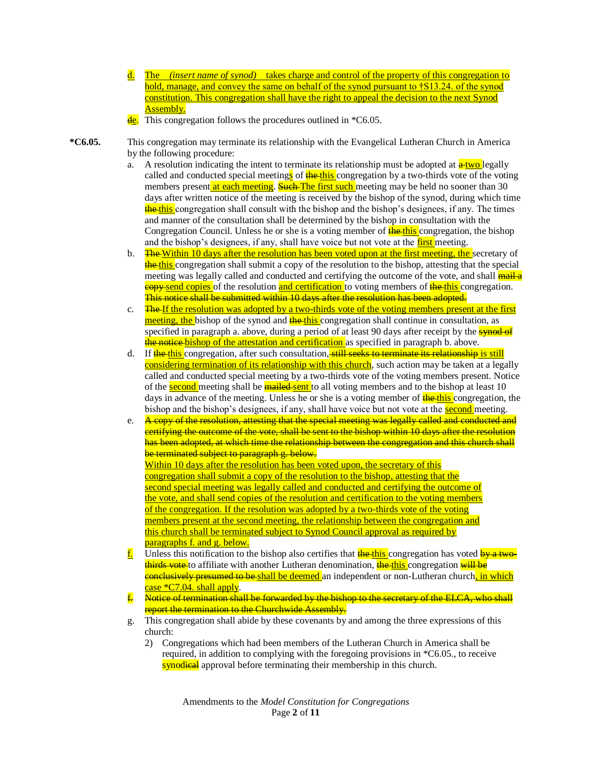d. The *(insert name of synod)* takes charge and control of the property of this congregation to hold, manage, and convey the same on behalf of the synod pursuant to †S13.24. of the synod constitution. This congregation shall have the right to appeal the decision to the next Synod Assembly.

~~d~~e. This congregation follows the procedures outlined in *C6.05.

**\*C6.05.** This congregation may terminate its relationship with the Evangelical Lutheran Church in America by the following procedure:

a. A resolution indicating the intent to terminate its relationship must be adopted at ~~a~~ two legally called and conducted special meetings of ~~the~~ this congregation by a two-thirds vote of the voting members present at each meeting. ~~Such~~ The first such meeting may be held no sooner than 30 days after written notice of the meeting is received by the bishop of the synod, during which time ~~the~~ this congregation shall consult with the bishop and the bishop's designees, if any. The times and manner of the consultation shall be determined by the bishop in consultation with the Congregation Council. Unless he or she is a voting member of ~~the~~ this congregation, the bishop and the bishop's designees, if any, shall have voice but not vote at the first meeting.

b. ~~The~~ Within 10 days after the resolution has been voted upon at the first meeting, the secretary of ~~the~~ this congregation shall submit a copy of the resolution to the bishop, attesting that the special meeting was legally called and conducted and certifying the outcome of the vote, and shall ~~mail a copy~~ send copies of the resolution and certification to voting members of ~~the~~ this congregation. ~~This notice shall be submitted within 10 days after the resolution has been adopted.~~

c. ~~The~~ If the resolution was adopted by a two-thirds vote of the voting members present at the first meeting, the bishop of the synod and ~~the~~ this congregation shall continue in consultation, as specified in paragraph a. above, during a period of at least 90 days after receipt by the ~~synod of the notice~~ bishop of the attestation and certification as specified in paragraph b. above.

d. If ~~the~~ this congregation, after such consultation, ~~still seeks to terminate its relationship~~ is still considering termination of its relationship with this church, such action may be taken at a legally called and conducted special meeting by a two-thirds vote of the voting members present. Notice of the second meeting shall be ~~mailed~~ sent to all voting members and to the bishop at least 10 days in advance of the meeting. Unless he or she is a voting member of ~~the~~ this congregation, the bishop and the bishop's designees, if any, shall have voice but not vote at the second meeting.

e. ~~A copy of the resolution, attesting that the special meeting was legally called and conducted and certifying the outcome of the vote, shall be sent to the bishop within 10 days after the resolution has been adopted, at which time the relationship between the congregation and this church shall be terminated subject to paragraph g. below.~~
Within 10 days after the resolution has been voted upon, the secretary of this congregation shall submit a copy of the resolution to the bishop, attesting that the second special meeting was legally called and conducted and certifying the outcome of the vote, and shall send copies of the resolution and certification to the voting members of the congregation. If the resolution was adopted by a two-thirds vote of the voting members present at the second meeting, the relationship between the congregation and this church shall be terminated subject to Synod Council approval as required by paragraphs f. and g. below.

f. Unless this notification to the bishop also certifies that ~~the~~ this congregation has voted ~~by a two-thirds vote~~ to affiliate with another Lutheran denomination, ~~the~~ this congregation ~~will be conclusively presumed to be~~ shall be deemed an independent or non-Lutheran church, in which case *C7.04. shall apply.

~~f. Notice of termination shall be forwarded by the bishop to the secretary of the ELCA, who shall report the termination to the Churchwide Assembly.~~

g. This congregation shall abide by these covenants by and among the three expressions of this church:

   2) Congregations which had been members of the Lutheran Church in America shall be required, in addition to complying with the foregoing provisions in *C6.05., to receive synodi~~cal~~ approval before terminating their membership in this church.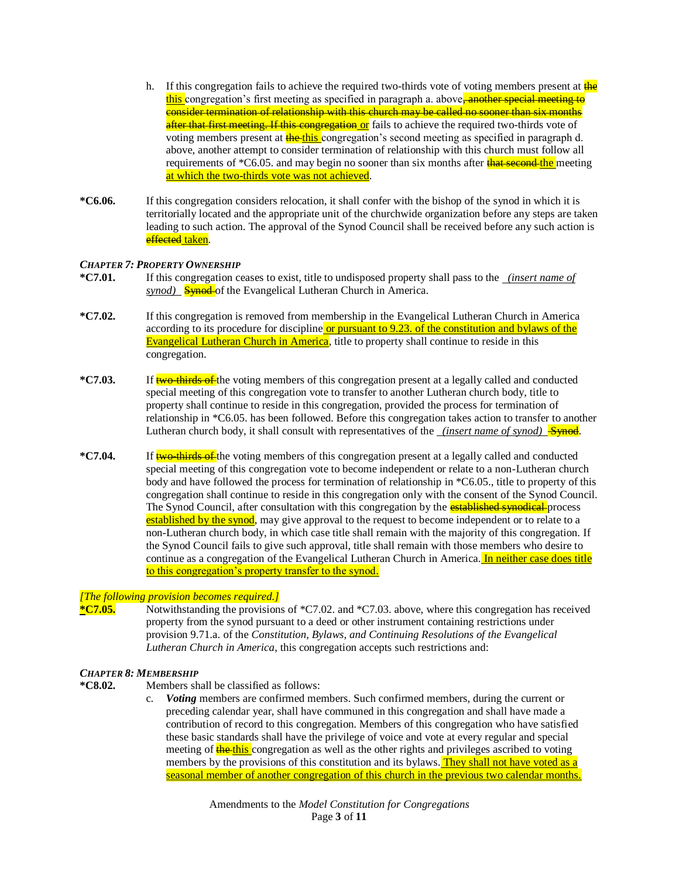h. If this congregation fails to achieve the required two-thirds vote of voting members present at ~~the~~ this congregation's first meeting as specified in paragraph a. above~~, another special meeting to consider termination of relationship with this church may be called no sooner than six months after that first meeting. If this congregation~~ or fails to achieve the required two-thirds vote of voting members present at ~~the~~ this congregation's second meeting as specified in paragraph d. above, another attempt to consider termination of relationship with this church must follow all requirements of *C6.05. and may begin no sooner than six months after ~~that second~~ the meeting at which the two-thirds vote was not achieved.

**\*C6.06.** If this congregation considers relocation, it shall confer with the bishop of the synod in which it is territorially located and the appropriate unit of the churchwide organization before any steps are taken leading to such action. The approval of the Synod Council shall be received before any such action is ~~effected~~ taken.

***CHAPTER 7: PROPERTY OWNERSHIP***

**\*C7.01.** If this congregation ceases to exist, title to undisposed property shall pass to the *(insert name of synod)* ~~Synod~~ of the Evangelical Lutheran Church in America.

**\*C7.02.** If this congregation is removed from membership in the Evangelical Lutheran Church in America according to its procedure for discipline or pursuant to 9.23. of the constitution and bylaws of the Evangelical Lutheran Church in America, title to property shall continue to reside in this congregation.

**\*C7.03.** If ~~two-thirds of~~ the voting members of this congregation present at a legally called and conducted special meeting of this congregation vote to transfer to another Lutheran church body, title to property shall continue to reside in this congregation, provided the process for termination of relationship in *C6.05. has been followed. Before this congregation takes action to transfer to another Lutheran church body, it shall consult with representatives of the *(insert name of synod)* ~~Synod~~.

**\*C7.04.** If ~~two-thirds of~~ the voting members of this congregation present at a legally called and conducted special meeting of this congregation vote to become independent or relate to a non-Lutheran church body and have followed the process for termination of relationship in *C6.05., title to property of this congregation shall continue to reside in this congregation only with the consent of the Synod Council. The Synod Council, after consultation with this congregation by the ~~established synodical~~ process established by the synod, may give approval to the request to become independent or to relate to a non-Lutheran church body, in which case title shall remain with the majority of this congregation. If the Synod Council fails to give such approval, title shall remain with those members who desire to continue as a congregation of the Evangelical Lutheran Church in America. In neither case does title to this congregation's property transfer to the synod.

*[The following provision becomes required.]*

**\*C7.05.** Notwithstanding the provisions of *C7.02. and *C7.03. above, where this congregation has received property from the synod pursuant to a deed or other instrument containing restrictions under provision 9.71.a. of the *Constitution, Bylaws, and Continuing Resolutions of the Evangelical Lutheran Church in America*, this congregation accepts such restrictions and:

***CHAPTER 8: MEMBERSHIP***

**\*C8.02.** Members shall be classified as follows:

c. ***Voting*** members are confirmed members. Such confirmed members, during the current or preceding calendar year, shall have communed in this congregation and shall have made a contribution of record to this congregation. Members of this congregation who have satisfied these basic standards shall have the privilege of voice and vote at every regular and special meeting of ~~the~~ this congregation as well as the other rights and privileges ascribed to voting members by the provisions of this constitution and its bylaws. They shall not have voted as a seasonal member of another congregation of this church in the previous two calendar months.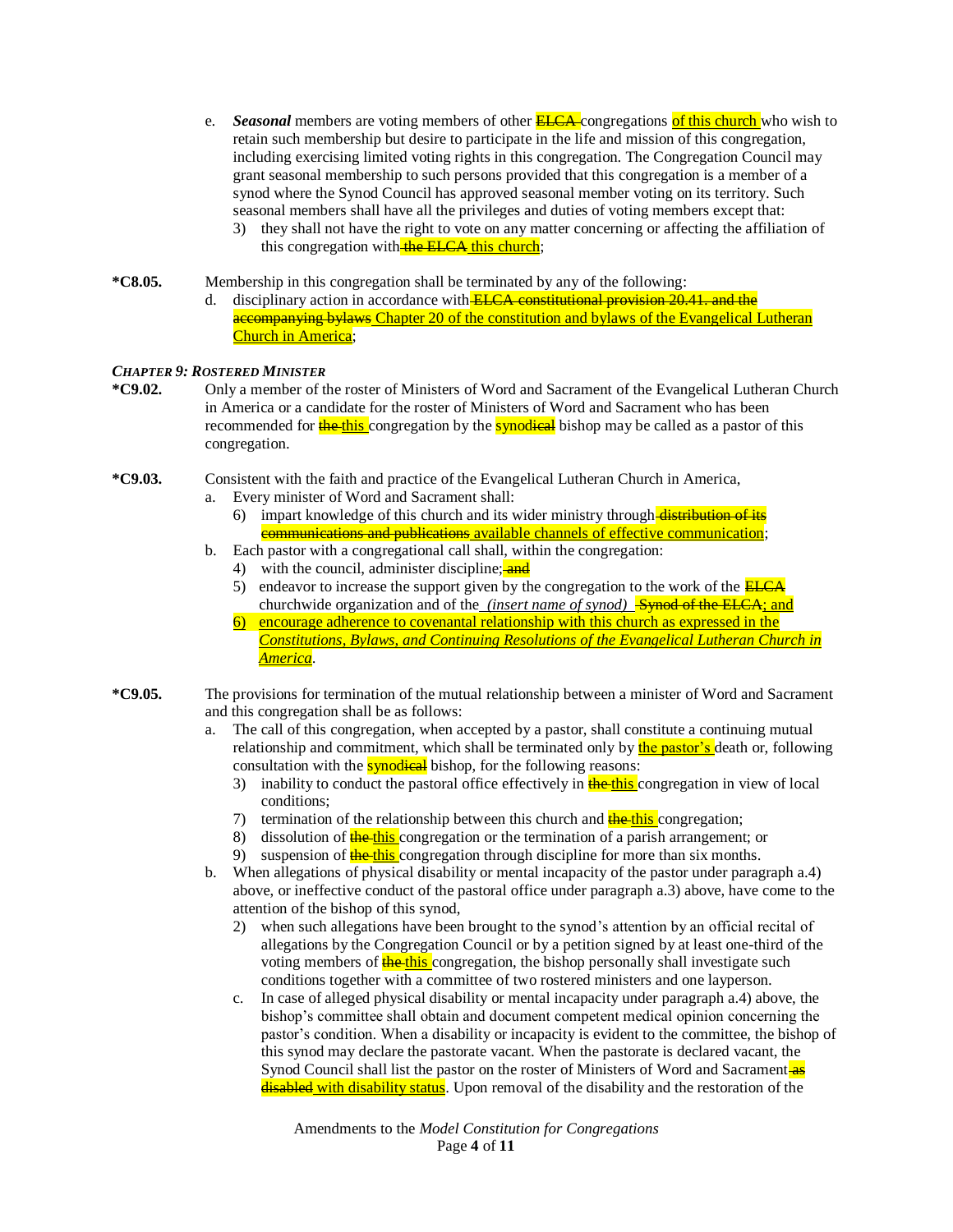e. ***Seasonal*** members are voting members of other ~~ELCA~~ congregations of this church who wish to retain such membership but desire to participate in the life and mission of this congregation, including exercising limited voting rights in this congregation. The Congregation Council may grant seasonal membership to such persons provided that this congregation is a member of a synod where the Synod Council has approved seasonal member voting on its territory. Such seasonal members shall have all the privileges and duties of voting members except that:
   3) they shall not have the right to vote on any matter concerning or affecting the affiliation of this congregation with ~~the ELCA~~ this church;

**\*C8.05.** Membership in this congregation shall be terminated by any of the following:

d. disciplinary action in accordance with ~~ELCA constitutional provision 20.41. and the accompanying bylaws~~ Chapter 20 of the constitution and bylaws of the Evangelical Lutheran Church in America;

### *CHAPTER 9: ROSTERED MINISTER*

**\*C9.02.** Only a member of the roster of Ministers of Word and Sacrament of the Evangelical Lutheran Church in America or a candidate for the roster of Ministers of Word and Sacrament who has been recommended for ~~the~~ this congregation by the synod~~ical~~ bishop may be called as a pastor of this congregation.

**\*C9.03.** Consistent with the faith and practice of the Evangelical Lutheran Church in America,

a. Every minister of Word and Sacrament shall:
   6) impart knowledge of this church and its wider ministry through ~~distribution of its communications and publications~~ available channels of effective communication;

b. Each pastor with a congregational call shall, within the congregation:
   4) with the council, administer discipline; ~~and~~
   5) endeavor to increase the support given by the congregation to the work of the ~~ELCA~~ churchwide organization and of the *(insert name of synod)* ~~Synod of the ELCA~~; and
   6) encourage adherence to covenantal relationship with this church as expressed in the *Constitutions, Bylaws, and Continuing Resolutions of the Evangelical Lutheran Church in America*.

**\*C9.05.** The provisions for termination of the mutual relationship between a minister of Word and Sacrament and this congregation shall be as follows:

a. The call of this congregation, when accepted by a pastor, shall constitute a continuing mutual relationship and commitment, which shall be terminated only by the pastor's death or, following consultation with the synod~~ical~~ bishop, for the following reasons:
   3) inability to conduct the pastoral office effectively in ~~the~~ this congregation in view of local conditions;
   7) termination of the relationship between this church and ~~the~~ this congregation;
   8) dissolution of ~~the~~ this congregation or the termination of a parish arrangement; or
   9) suspension of ~~the~~ this congregation through discipline for more than six months.

b. When allegations of physical disability or mental incapacity of the pastor under paragraph a.4) above, or ineffective conduct of the pastoral office under paragraph a.3) above, have come to the attention of the bishop of this synod,
   2) when such allegations have been brought to the synod's attention by an official recital of allegations by the Congregation Council or by a petition signed by at least one-third of the voting members of ~~the~~ this congregation, the bishop personally shall investigate such conditions together with a committee of two rostered ministers and one layperson.

c. In case of alleged physical disability or mental incapacity under paragraph a.4) above, the bishop's committee shall obtain and document competent medical opinion concerning the pastor's condition. When a disability or incapacity is evident to the committee, the bishop of this synod may declare the pastorate vacant. When the pastorate is declared vacant, the Synod Council shall list the pastor on the roster of Ministers of Word and Sacrament ~~as disabled~~ with disability status. Upon removal of the disability and the restoration of the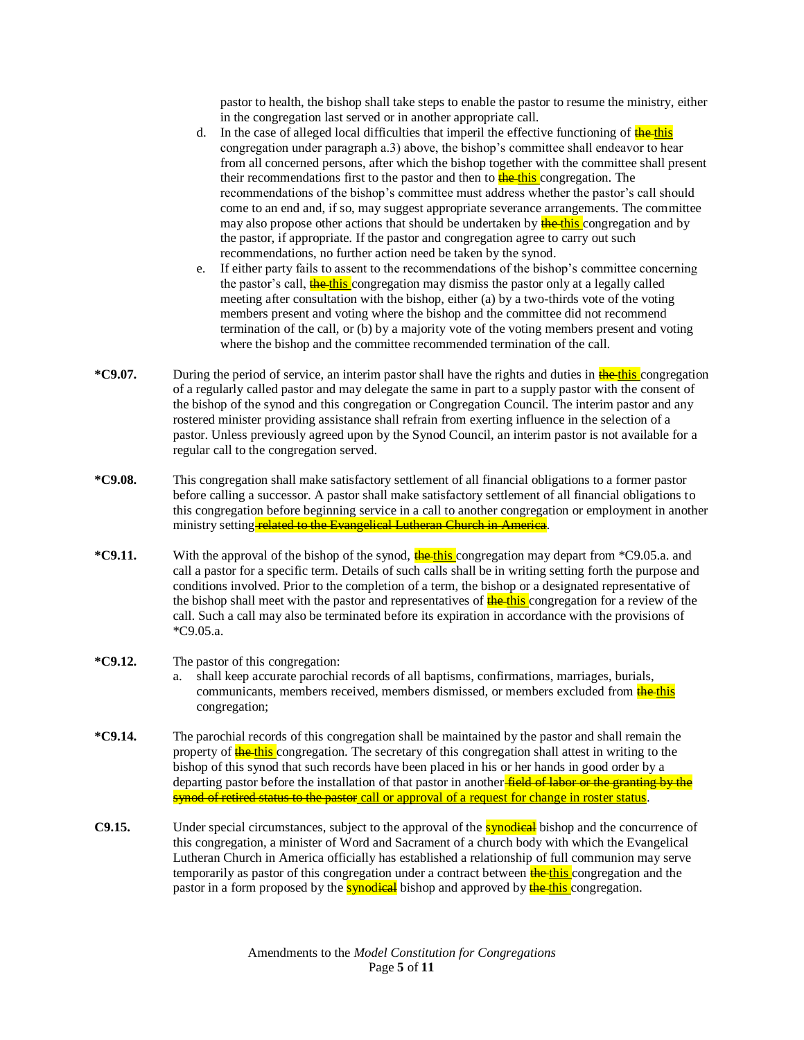pastor to health, the bishop shall take steps to enable the pastor to resume the ministry, either in the congregation last served or in another appropriate call.

d. In the case of alleged local difficulties that imperil the effective functioning of ~~the~~ <u>this</u> congregation under paragraph a.3) above, the bishop's committee shall endeavor to hear from all concerned persons, after which the bishop together with the committee shall present their recommendations first to the pastor and then to ~~the~~ <u>this</u> congregation. The recommendations of the bishop's committee must address whether the pastor's call should come to an end and, if so, may suggest appropriate severance arrangements. The committee may also propose other actions that should be undertaken by ~~the~~ <u>this</u> congregation and by the pastor, if appropriate. If the pastor and congregation agree to carry out such recommendations, no further action need be taken by the synod.

e. If either party fails to assent to the recommendations of the bishop's committee concerning the pastor's call, ~~the~~ <u>this</u> congregation may dismiss the pastor only at a legally called meeting after consultation with the bishop, either (a) by a two-thirds vote of the voting members present and voting where the bishop and the committee did not recommend termination of the call, or (b) by a majority vote of the voting members present and voting where the bishop and the committee recommended termination of the call.

**\*C9.07.** During the period of service, an interim pastor shall have the rights and duties in ~~the~~ <u>this</u> congregation of a regularly called pastor and may delegate the same in part to a supply pastor with the consent of the bishop of the synod and this congregation or Congregation Council. The interim pastor and any rostered minister providing assistance shall refrain from exerting influence in the selection of a pastor. Unless previously agreed upon by the Synod Council, an interim pastor is not available for a regular call to the congregation served.

**\*C9.08.** This congregation shall make satisfactory settlement of all financial obligations to a former pastor before calling a successor. A pastor shall make satisfactory settlement of all financial obligations to this congregation before beginning service in a call to another congregation or employment in another ministry setting ~~related to the Evangelical Lutheran Church in America~~.

**\*C9.11.** With the approval of the bishop of the synod, ~~the~~ <u>this</u> congregation may depart from \*C9.05.a. and call a pastor for a specific term. Details of such calls shall be in writing setting forth the purpose and conditions involved. Prior to the completion of a term, the bishop or a designated representative of the bishop shall meet with the pastor and representatives of ~~the~~ <u>this</u> congregation for a review of the call. Such a call may also be terminated before its expiration in accordance with the provisions of \*C9.05.a.

**\*C9.12.** The pastor of this congregation:

a. shall keep accurate parochial records of all baptisms, confirmations, marriages, burials, communicants, members received, members dismissed, or members excluded from ~~the~~ <u>this</u> congregation;

**\*C9.14.** The parochial records of this congregation shall be maintained by the pastor and shall remain the property of ~~the~~ <u>this</u> congregation. The secretary of this congregation shall attest in writing to the bishop of this synod that such records have been placed in his or her hands in good order by a departing pastor before the installation of that pastor in another ~~field of labor or the granting by the synod of retired status to the pastor~~ <u>call or approval of a request for change in roster status</u>.

**C9.15.** Under special circumstances, subject to the approval of the synod~~ical~~ bishop and the concurrence of this congregation, a minister of Word and Sacrament of a church body with which the Evangelical Lutheran Church in America officially has established a relationship of full communion may serve temporarily as pastor of this congregation under a contract between ~~the~~ <u>this</u> congregation and the pastor in a form proposed by the synod~~ical~~ bishop and approved by ~~the~~ <u>this</u> congregation.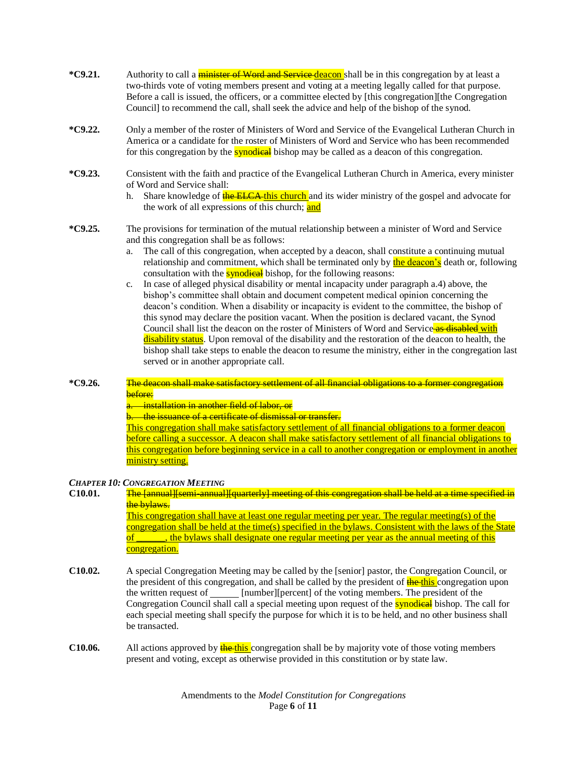**\*C9.21.** Authority to call a ~~minister of Word and Service~~ <u>deacon</u> shall be in this congregation by at least a two-thirds vote of voting members present and voting at a meeting legally called for that purpose. Before a call is issued, the officers, or a committee elected by [this congregation][the Congregation Council] to recommend the call, shall seek the advice and help of the bishop of the synod.

**\*C9.22.** Only a member of the roster of Ministers of Word and Service of the Evangelical Lutheran Church in America or a candidate for the roster of Ministers of Word and Service who has been recommended for this congregation by the synod~~ical~~ bishop may be called as a deacon of this congregation.

**\*C9.23.** Consistent with the faith and practice of the Evangelical Lutheran Church in America, every minister of Word and Service shall:

h. Share knowledge of ~~the ELCA~~ <u>this church</u> and its wider ministry of the gospel and advocate for the work of all expressions of this church; <u>and</u>

**\*C9.25.** The provisions for termination of the mutual relationship between a minister of Word and Service and this congregation shall be as follows:

a. The call of this congregation, when accepted by a deacon, shall constitute a continuing mutual relationship and commitment, which shall be terminated only by <u>the deacon's</u> death or, following consultation with the synod~~ical~~ bishop, for the following reasons:

c. In case of alleged physical disability or mental incapacity under paragraph a.4) above, the bishop's committee shall obtain and document competent medical opinion concerning the deacon's condition. When a disability or incapacity is evident to the committee, the bishop of this synod may declare the position vacant. When the position is declared vacant, the Synod Council shall list the deacon on the roster of Ministers of Word and Service ~~as disabled~~ <u>with disability status</u>. Upon removal of the disability and the restoration of the deacon to health, the bishop shall take steps to enable the deacon to resume the ministry, either in the congregation last served or in another appropriate call.

**\*C9.26.** ~~The deacon shall make satisfactory settlement of all financial obligations to a former congregation before:~~

~~a. installation in another field of labor, or~~

~~b. the issuance of a certificate of dismissal or transfer.~~

<u>This congregation shall make satisfactory settlement of all financial obligations to a former deacon before calling a successor. A deacon shall make satisfactory settlement of all financial obligations to this congregation before beginning service in a call to another congregation or employment in another ministry setting.</u>

***CHAPTER 10: CONGREGATION MEETING***

**C10.01.** ~~The [annual][semi-annual][quarterly] meeting of this congregation shall be held at a time specified in the bylaws.~~

<u>This congregation shall have at least one regular meeting per year. The regular meeting(s) of the congregation shall be held at the time(s) specified in the bylaws. Consistent with the laws of the State of \_\_\_\_\_\_, the bylaws shall designate one regular meeting per year as the annual meeting of this congregation.</u>

**C10.02.** A special Congregation Meeting may be called by the [senior] pastor, the Congregation Council, or the president of this congregation, and shall be called by the president of ~~the~~ <u>this</u> congregation upon the written request of \_\_\_\_\_\_ [number][percent] of the voting members. The president of the Congregation Council shall call a special meeting upon request of the synod~~ical~~ bishop. The call for each special meeting shall specify the purpose for which it is to be held, and no other business shall be transacted.

**C10.06.** All actions approved by ~~the~~ <u>this</u> congregation shall be by majority vote of those voting members present and voting, except as otherwise provided in this constitution or by state law.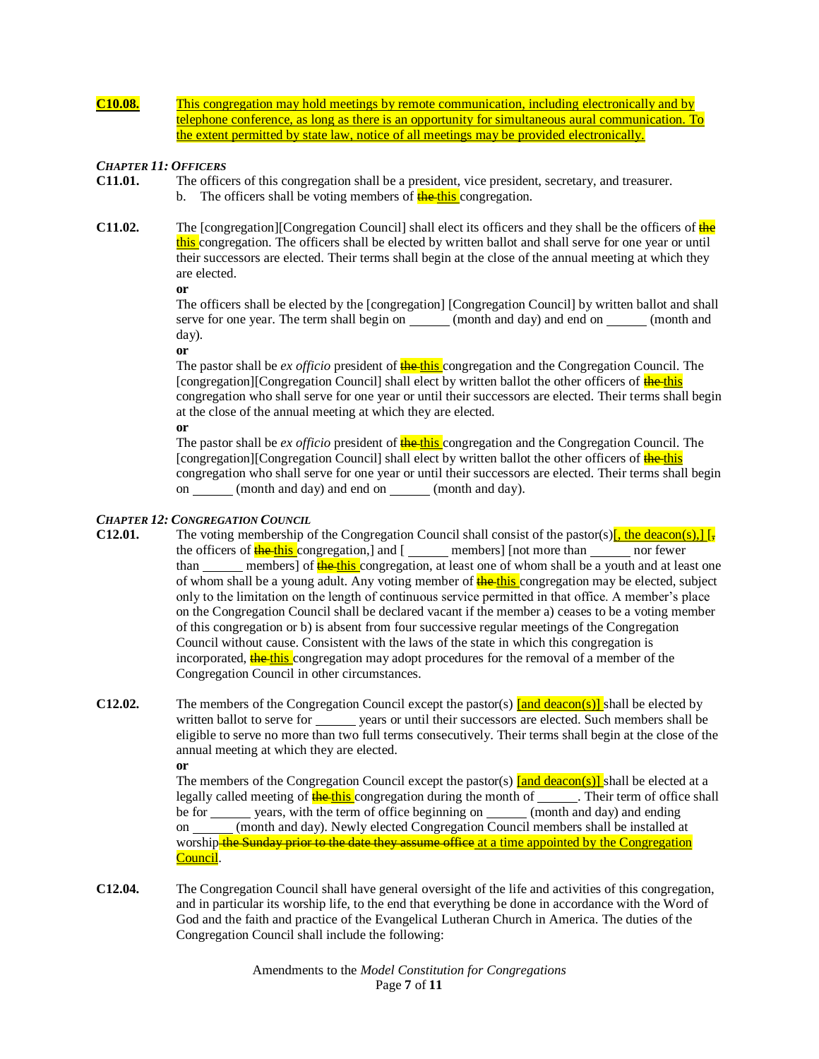**C10.08.** This congregation may hold meetings by remote communication, including electronically and by telephone conference, as long as there is an opportunity for simultaneous aural communication. To the extent permitted by state law, notice of all meetings may be provided electronically.

***CHAPTER 11: OFFICERS***

**C11.01.** The officers of this congregation shall be a president, vice president, secretary, and treasurer.

b. The officers shall be voting members of ~~the~~ this congregation.

**C11.02.** The [congregation][Congregation Council] shall elect its officers and they shall be the officers of ~~the~~ this congregation. The officers shall be elected by written ballot and shall serve for one year or until their successors are elected. Their terms shall begin at the close of the annual meeting at which they are elected.

**or**

The officers shall be elected by the [congregation] [Congregation Council] by written ballot and shall serve for one year. The term shall begin on ______ (month and day) and end on ______ (month and day).

**or**

The pastor shall be *ex officio* president of ~~the~~ this congregation and the Congregation Council. The [congregation][Congregation Council] shall elect by written ballot the other officers of ~~the~~ this congregation who shall serve for one year or until their successors are elected. Their terms shall begin at the close of the annual meeting at which they are elected.

**or**

The pastor shall be *ex officio* president of ~~the~~ this congregation and the Congregation Council. The [congregation][Congregation Council] shall elect by written ballot the other officers of ~~the~~ this congregation who shall serve for one year or until their successors are elected. Their terms shall begin on ______ (month and day) and end on ______ (month and day).

***CHAPTER 12: CONGREGATION COUNCIL***

**C12.01.** The voting membership of the Congregation Council shall consist of the pastor(s)[, the deacon(s),] [~~,~~ the officers of ~~the~~ this congregation,] and [ ______ members] [not more than ______ nor fewer than ______ members] of ~~the~~ this congregation, at least one of whom shall be a youth and at least one of whom shall be a young adult. Any voting member of ~~the~~ this congregation may be elected, subject only to the limitation on the length of continuous service permitted in that office. A member's place on the Congregation Council shall be declared vacant if the member a) ceases to be a voting member of this congregation or b) is absent from four successive regular meetings of the Congregation Council without cause. Consistent with the laws of the state in which this congregation is incorporated, ~~the~~ this congregation may adopt procedures for the removal of a member of the Congregation Council in other circumstances.

**C12.02.** The members of the Congregation Council except the pastor(s) [and deacon(s)] shall be elected by written ballot to serve for ______ years or until their successors are elected. Such members shall be eligible to serve no more than two full terms consecutively. Their terms shall begin at the close of the annual meeting at which they are elected.

**or**

The members of the Congregation Council except the pastor(s) [and deacon(s)] shall be elected at a legally called meeting of ~~the~~ this congregation during the month of ______. Their term of office shall be for ______ years, with the term of office beginning on ______ (month and day) and ending on ______ (month and day). Newly elected Congregation Council members shall be installed at worship ~~the Sunday prior to the date they assume office~~ at a time appointed by the Congregation Council.

**C12.04.** The Congregation Council shall have general oversight of the life and activities of this congregation, and in particular its worship life, to the end that everything be done in accordance with the Word of God and the faith and practice of the Evangelical Lutheran Church in America. The duties of the Congregation Council shall include the following: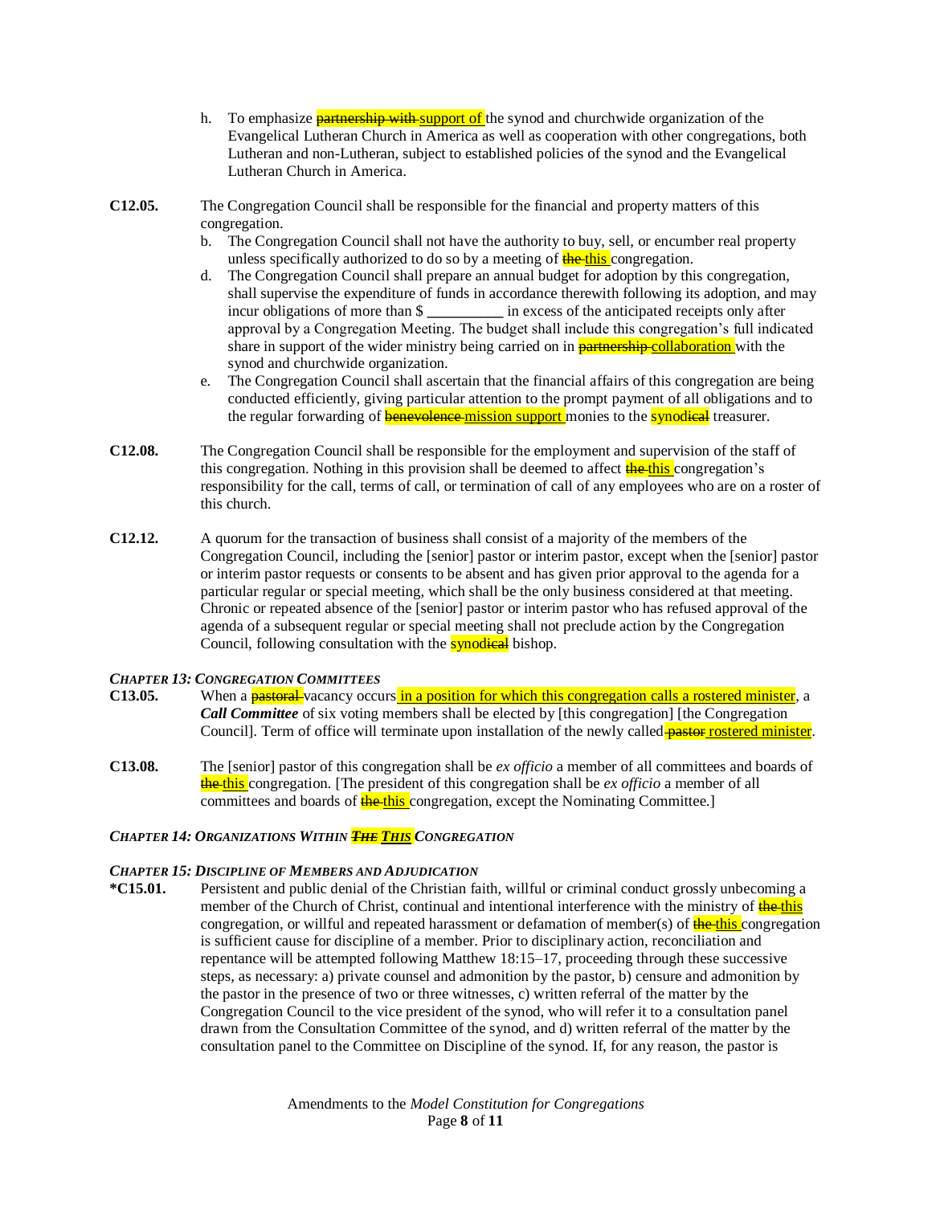h. To emphasize ~~partnership with~~ support of the synod and churchwide organization of the Evangelical Lutheran Church in America as well as cooperation with other congregations, both Lutheran and non-Lutheran, subject to established policies of the synod and the Evangelical Lutheran Church in America.

**C12.05.** The Congregation Council shall be responsible for the financial and property matters of this congregation.

b. The Congregation Council shall not have the authority to buy, sell, or encumber real property unless specifically authorized to do so by a meeting of ~~the~~ this congregation.

d. The Congregation Council shall prepare an annual budget for adoption by this congregation, shall supervise the expenditure of funds in accordance therewith following its adoption, and may incur obligations of more than $ __________ in excess of the anticipated receipts only after approval by a Congregation Meeting. The budget shall include this congregation's full indicated share in support of the wider ministry being carried on in ~~partnership~~ collaboration with the synod and churchwide organization.

e. The Congregation Council shall ascertain that the financial affairs of this congregation are being conducted efficiently, giving particular attention to the prompt payment of all obligations and to the regular forwarding of ~~benevolence~~ mission support monies to the synod~~ical~~ treasurer.

**C12.08.** The Congregation Council shall be responsible for the employment and supervision of the staff of this congregation. Nothing in this provision shall be deemed to affect ~~the~~ this congregation's responsibility for the call, terms of call, or termination of call of any employees who are on a roster of this church.

**C12.12.** A quorum for the transaction of business shall consist of a majority of the members of the Congregation Council, including the [senior] pastor or interim pastor, except when the [senior] pastor or interim pastor requests or consents to be absent and has given prior approval to the agenda for a particular regular or special meeting, which shall be the only business considered at that meeting. Chronic or repeated absence of the [senior] pastor or interim pastor who has refused approval of the agenda of a subsequent regular or special meeting shall not preclude action by the Congregation Council, following consultation with the synod~~ical~~ bishop.

***Chapter 13: Congregation Committees***

**C13.05.** When a ~~pastoral~~ vacancy occurs in a position for which this congregation calls a rostered minister, a ***Call Committee*** of six voting members shall be elected by [this congregation] [the Congregation Council]. Term of office will terminate upon installation of the newly called ~~pastor~~ rostered minister.

**C13.08.** The [senior] pastor of this congregation shall be *ex officio* a member of all committees and boards of ~~the~~ this congregation. [The president of this congregation shall be *ex officio* a member of all committees and boards of ~~the~~ this congregation, except the Nominating Committee.]

***Chapter 14: Organizations Within ~~The~~ This Congregation***

***Chapter 15: Discipline of Members and Adjudication***

**\*C15.01.** Persistent and public denial of the Christian faith, willful or criminal conduct grossly unbecoming a member of the Church of Christ, continual and intentional interference with the ministry of ~~the~~ this congregation, or willful and repeated harassment or defamation of member(s) of ~~the~~ this congregation is sufficient cause for discipline of a member. Prior to disciplinary action, reconciliation and repentance will be attempted following Matthew 18:15–17, proceeding through these successive steps, as necessary: a) private counsel and admonition by the pastor, b) censure and admonition by the pastor in the presence of two or three witnesses, c) written referral of the matter by the Congregation Council to the vice president of the synod, who will refer it to a consultation panel drawn from the Consultation Committee of the synod, and d) written referral of the matter by the consultation panel to the Committee on Discipline of the synod. If, for any reason, the pastor is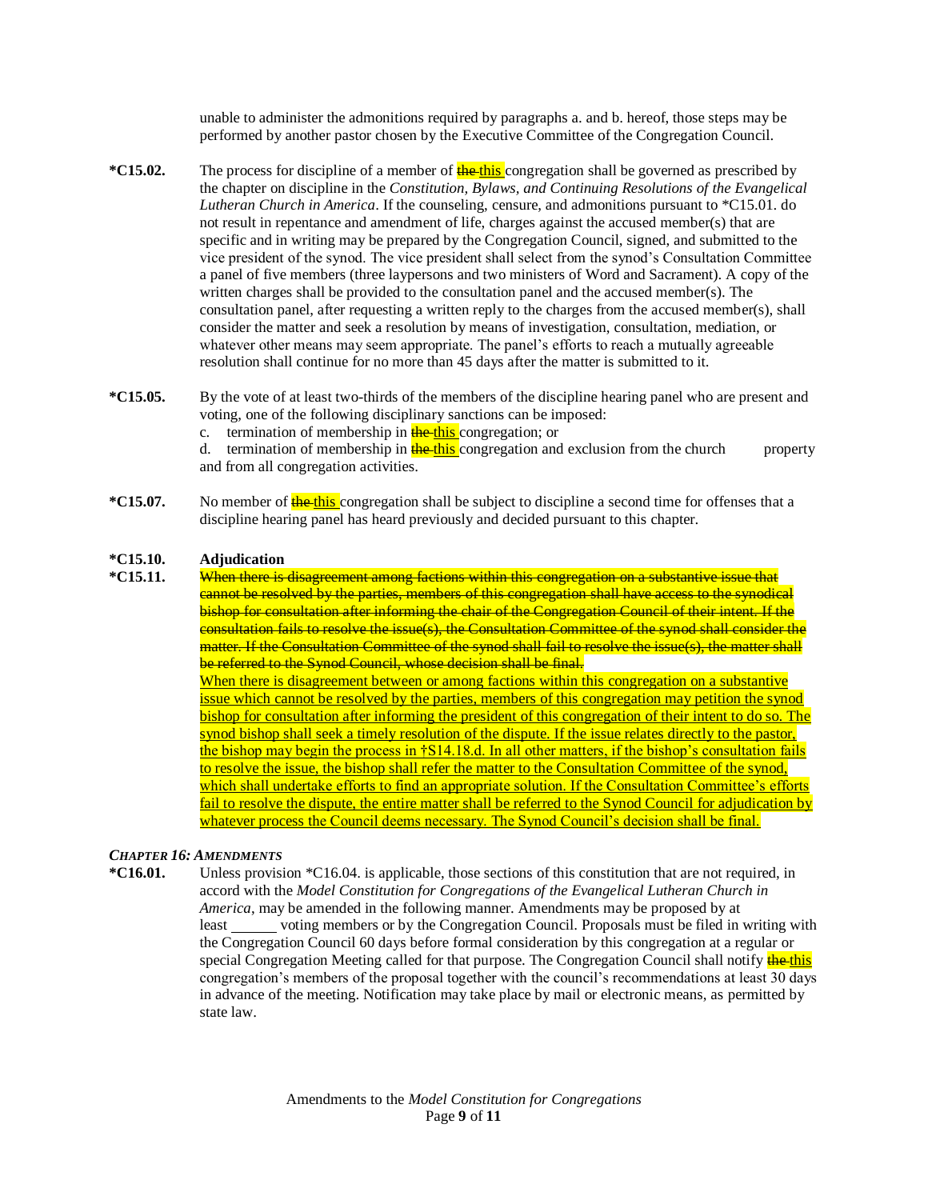unable to administer the admonitions required by paragraphs a. and b. hereof, those steps may be performed by another pastor chosen by the Executive Committee of the Congregation Council.

**\*C15.02.** The process for discipline of a member of ~~the~~ <u>this</u> congregation shall be governed as prescribed by the chapter on discipline in the *Constitution, Bylaws, and Continuing Resolutions of the Evangelical Lutheran Church in America*. If the counseling, censure, and admonitions pursuant to *C15.01. do not result in repentance and amendment of life, charges against the accused member(s) that are specific and in writing may be prepared by the Congregation Council, signed, and submitted to the vice president of the synod. The vice president shall select from the synod's Consultation Committee a panel of five members (three laypersons and two ministers of Word and Sacrament). A copy of the written charges shall be provided to the consultation panel and the accused member(s). The consultation panel, after requesting a written reply to the charges from the accused member(s), shall consider the matter and seek a resolution by means of investigation, consultation, mediation, or whatever other means may seem appropriate. The panel's efforts to reach a mutually agreeable resolution shall continue for no more than 45 days after the matter is submitted to it.

**\*C15.05.** By the vote of at least two-thirds of the members of the discipline hearing panel who are present and voting, one of the following disciplinary sanctions can be imposed:

c. termination of membership in ~~the~~ <u>this</u> congregation; or

d. termination of membership in ~~the~~ <u>this</u> congregation and exclusion from the church property and from all congregation activities.

**\*C15.07.** No member of ~~the~~ <u>this</u> congregation shall be subject to discipline a second time for offenses that a discipline hearing panel has heard previously and decided pursuant to this chapter.

**\*C15.10. Adjudication**

**\*C15.11.** ~~When there is disagreement among factions within this congregation on a substantive issue that cannot be resolved by the parties, members of this congregation shall have access to the synodical bishop for consultation after informing the chair of the Congregation Council of their intent. If the consultation fails to resolve the issue(s), the Consultation Committee of the synod shall consider the matter. If the Consultation Committee of the synod shall fail to resolve the issue(s), the matter shall be referred to the Synod Council, whose decision shall be final.~~

<u>When there is disagreement between or among factions within this congregation on a substantive issue which cannot be resolved by the parties, members of this congregation may petition the synod bishop for consultation after informing the president of this congregation of their intent to do so. The synod bishop shall seek a timely resolution of the dispute. If the issue relates directly to the pastor, the bishop may begin the process in †S14.18.d. In all other matters, if the bishop's consultation fails to resolve the issue, the bishop shall refer the matter to the Consultation Committee of the synod, which shall undertake efforts to find an appropriate solution. If the Consultation Committee's efforts fail to resolve the dispute, the entire matter shall be referred to the Synod Council for adjudication by whatever process the Council deems necessary. The Synod Council's decision shall be final.</u>

### *CHAPTER 16: AMENDMENTS*

**\*C16.01.** Unless provision *C16.04. is applicable, those sections of this constitution that are not required, in accord with the *Model Constitution for Congregations of the Evangelical Lutheran Church in America*, may be amended in the following manner. Amendments may be proposed by at least ______ voting members or by the Congregation Council. Proposals must be filed in writing with the Congregation Council 60 days before formal consideration by this congregation at a regular or special Congregation Meeting called for that purpose. The Congregation Council shall notify ~~the~~ <u>this</u> congregation's members of the proposal together with the council's recommendations at least 30 days in advance of the meeting. Notification may take place by mail or electronic means, as permitted by state law.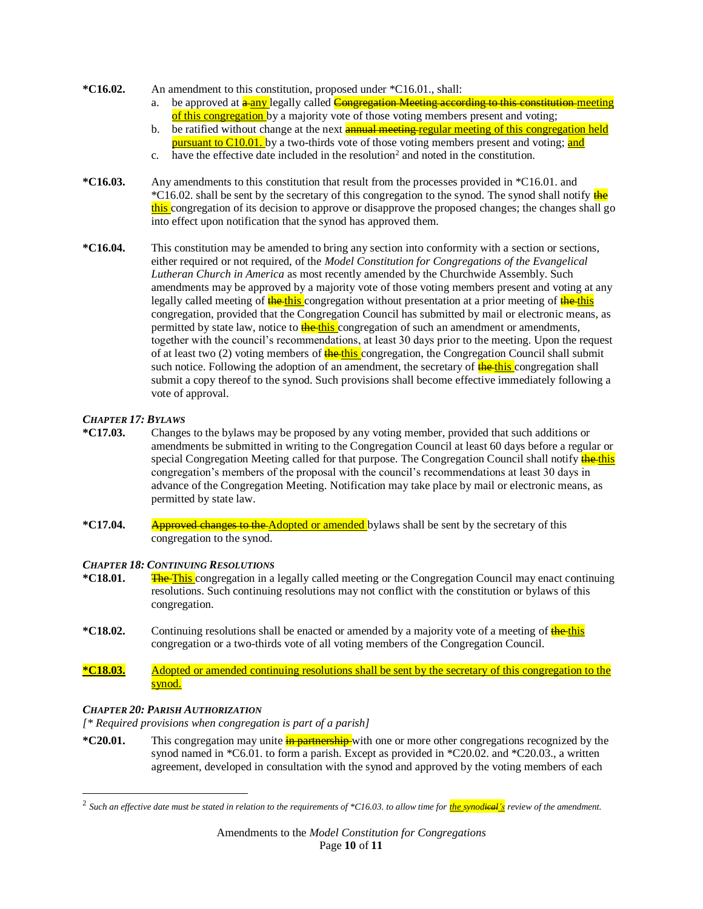**\*C16.02.** An amendment to this constitution, proposed under \*C16.01., shall:

a. be approved at ~~a~~ <u>any</u> legally called ~~Congregation Meeting according to this constitution~~ <u>meeting of this congregation</u> by a majority vote of those voting members present and voting;

b. be ratified without change at the next ~~annual meeting~~ <u>regular meeting of this congregation held pursuant to C10.01.</u> by a two-thirds vote of those voting members present and voting; <u>and</u>

c. have the effective date included in the resolution[2] and noted in the constitution.

**\*C16.03.** Any amendments to this constitution that result from the processes provided in \*C16.01. and \*C16.02. shall be sent by the secretary of this congregation to the synod. The synod shall notify ~~the~~ <u>this</u> congregation of its decision to approve or disapprove the proposed changes; the changes shall go into effect upon notification that the synod has approved them.

**\*C16.04.** This constitution may be amended to bring any section into conformity with a section or sections, either required or not required, of the *Model Constitution for Congregations of the Evangelical Lutheran Church in America* as most recently amended by the Churchwide Assembly. Such amendments may be approved by a majority vote of those voting members present and voting at any legally called meeting of ~~the~~ <u>this</u> congregation without presentation at a prior meeting of ~~the~~ <u>this</u> congregation, provided that the Congregation Council has submitted by mail or electronic means, as permitted by state law, notice to ~~the~~ <u>this</u> congregation of such an amendment or amendments, together with the council's recommendations, at least 30 days prior to the meeting. Upon the request of at least two (2) voting members of ~~the~~ <u>this</u> congregation, the Congregation Council shall submit such notice. Following the adoption of an amendment, the secretary of ~~the~~ <u>this</u> congregation shall submit a copy thereof to the synod. Such provisions shall become effective immediately following a vote of approval.

### *CHAPTER 17: BYLAWS*

**\*C17.03.** Changes to the bylaws may be proposed by any voting member, provided that such additions or amendments be submitted in writing to the Congregation Council at least 60 days before a regular or special Congregation Meeting called for that purpose. The Congregation Council shall notify ~~the~~ <u>this</u> congregation's members of the proposal with the council's recommendations at least 30 days in advance of the Congregation Meeting. Notification may take place by mail or electronic means, as permitted by state law.

**\*C17.04.** ~~Approved changes to the~~ <u>Adopted or amended</u> bylaws shall be sent by the secretary of this congregation to the synod.

### *CHAPTER 18: CONTINUING RESOLUTIONS*

**\*C18.01.** ~~The~~ <u>This</u> congregation in a legally called meeting or the Congregation Council may enact continuing resolutions. Such continuing resolutions may not conflict with the constitution or bylaws of this congregation.

**\*C18.02.** Continuing resolutions shall be enacted or amended by a majority vote of a meeting of ~~the~~ <u>this</u> congregation or a two-thirds vote of all voting members of the Congregation Council.

<u>**\*C18.03.**</u> <u>Adopted or amended continuing resolutions shall be sent by the secretary of this congregation to the synod.</u>

### *CHAPTER 20: PARISH AUTHORIZATION*

*[\* Required provisions when congregation is part of a parish]*

**\*C20.01.** This congregation may unite ~~in partnership~~ with one or more other congregations recognized by the synod named in \*C6.01. to form a parish. Except as provided in \*C20.02. and \*C20.03., a written agreement, developed in consultation with the synod and approved by the voting members of each

---

[2] *Such an effective date must be stated in relation to the requirements of \*C16.03. to allow time for <u>the</u> synod~~ical~~<u>'s</u> review of the amendment.*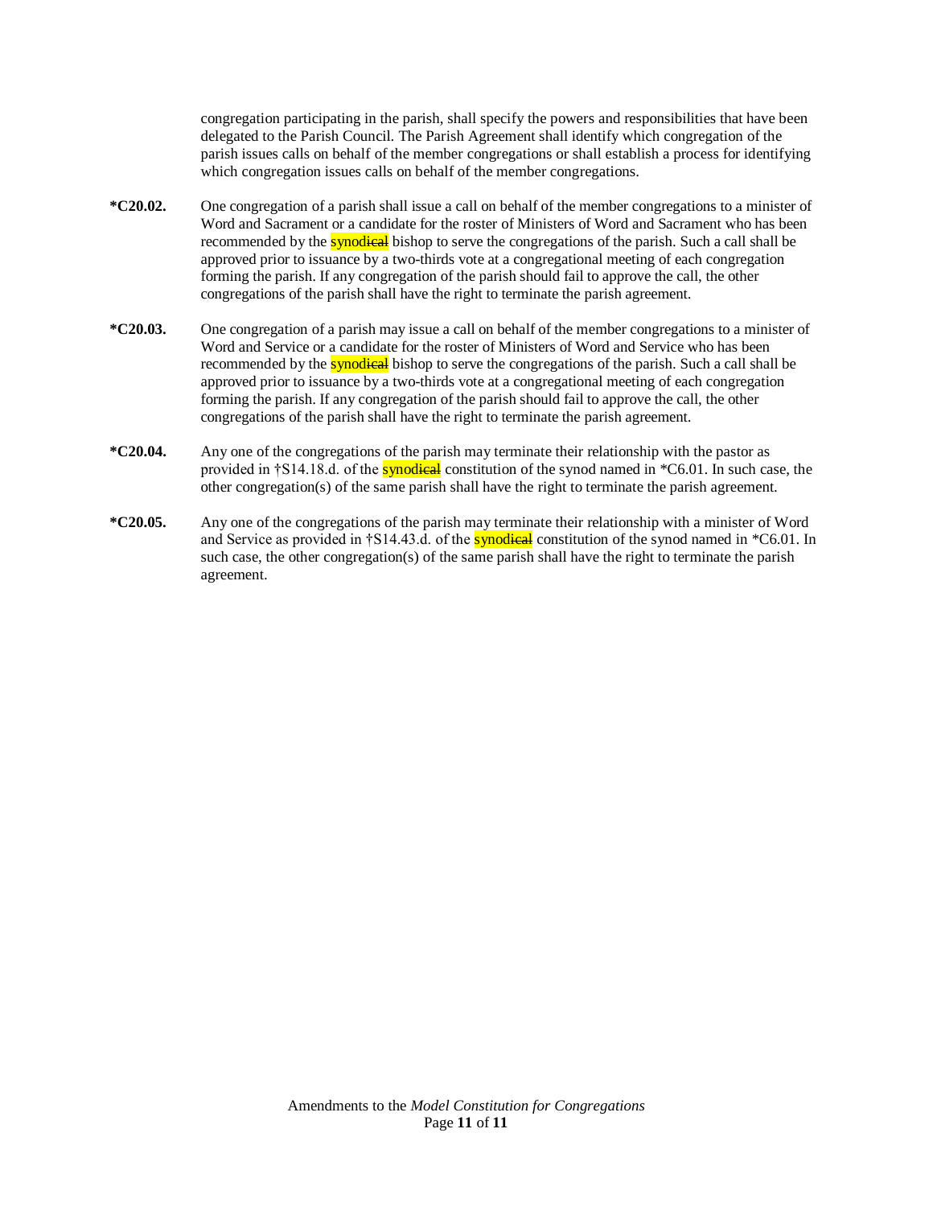congregation participating in the parish, shall specify the powers and responsibilities that have been delegated to the Parish Council. The Parish Agreement shall identify which congregation of the parish issues calls on behalf of the member congregations or shall establish a process for identifying which congregation issues calls on behalf of the member congregations.

**\*C20.02.** One congregation of a parish shall issue a call on behalf of the member congregations to a minister of Word and Sacrament or a candidate for the roster of Ministers of Word and Sacrament who has been recommended by the synod~~ical~~ bishop to serve the congregations of the parish. Such a call shall be approved prior to issuance by a two-thirds vote at a congregational meeting of each congregation forming the parish. If any congregation of the parish should fail to approve the call, the other congregations of the parish shall have the right to terminate the parish agreement.

**\*C20.03.** One congregation of a parish may issue a call on behalf of the member congregations to a minister of Word and Service or a candidate for the roster of Ministers of Word and Service who has been recommended by the synod~~ical~~ bishop to serve the congregations of the parish. Such a call shall be approved prior to issuance by a two-thirds vote at a congregational meeting of each congregation forming the parish. If any congregation of the parish should fail to approve the call, the other congregations of the parish shall have the right to terminate the parish agreement.

**\*C20.04.** Any one of the congregations of the parish may terminate their relationship with the pastor as provided in †S14.18.d. of the synod~~ical~~ constitution of the synod named in \*C6.01. In such case, the other congregation(s) of the same parish shall have the right to terminate the parish agreement.

**\*C20.05.** Any one of the congregations of the parish may terminate their relationship with a minister of Word and Service as provided in †S14.43.d. of the synod~~ical~~ constitution of the synod named in \*C6.01. In such case, the other congregation(s) of the same parish shall have the right to terminate the parish agreement.